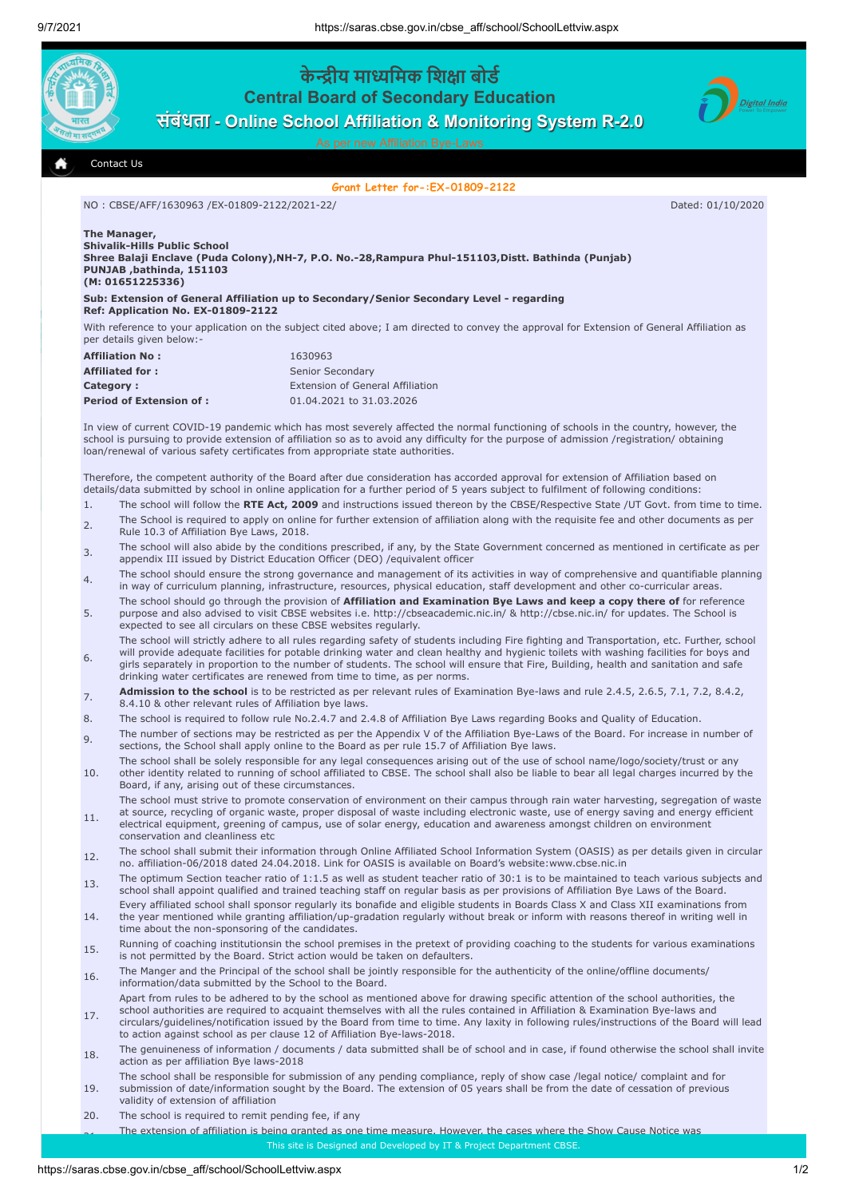# केन्द्रीय माध्यमिक शिक्षा बोर्ड
## Central Board of Secondary Education
### संबंधता - Online School Affiliation & Monitoring System R-2.0

As par new Affiliation Bye-Laws

Contact Us

**Grant Letter for-:EX-01809-2122**

NO : CBSE/AFF/1630963 /EX-01809-2122/2021-22/ Dated: 01/10/2020

**The Manager,**
**Shivalik-Hills Public School**
**Shree Balaji Enclave (Puda Colony),NH-7, P.O. No.-28,Rampura Phul-151103,Distt. Bathinda (Punjab)**
**PUNJAB ,bathinda, 151103**
**(M: 01651225336)**

**Sub: Extension of General Affiliation up to Secondary/Senior Secondary Level - regarding**
**Ref: Application No. EX-01809-2122**

With reference to your application on the subject cited above; I am directed to convey the approval for Extension of General Affiliation as per details given below:-

| | |
|---|---|
| **Affiliation No :** | 1630963 |
| **Affiliated for :** | Senior Secondary |
| **Category :** | Extension of General Affiliation |
| **Period of Extension of :** | 01.04.2021 to 31.03.2026 |

In view of current COVID-19 pandemic which has most severely affected the normal functioning of schools in the country, however, the school is pursuing to provide extension of affiliation so as to avoid any difficulty for the purpose of admission /registration/ obtaining loan/renewal of various safety certificates from appropriate state authorities.

Therefore, the competent authority of the Board after due consideration has accorded approval for extension of Affiliation based on details/data submitted by school in online application for a further period of 5 years subject to fulfilment of following conditions:

1. The school will follow the **RTE Act, 2009** and instructions issued thereon by the CBSE/Respective State /UT Govt. from time to time.
2. The School is required to apply on online for further extension of affiliation along with the requisite fee and other documents as per Rule 10.3 of Affiliation Bye Laws, 2018.
3. The school will also abide by the conditions prescribed, if any, by the State Government concerned as mentioned in certificate as per appendix III issued by District Education Officer (DEO) /equivalent officer
4. The school should ensure the strong governance and management of its activities in way of comprehensive and quantifiable planning in way of curriculum planning, infrastructure, resources, physical education, staff development and other co-curricular areas.
5. The school should go through the provision of **Affiliation and Examination Bye Laws and keep a copy there of** for reference purpose and also advised to visit CBSE websites i.e. http://cbseacademic.nic.in/ & http://cbse.nic.in/ for updates. The School is expected to see all circulars on these CBSE websites regularly.
6. The school will strictly adhere to all rules regarding safety of students including Fire fighting and Transportation, etc. Further, school will provide adequate facilities for potable drinking water and clean healthy and hygienic toilets with washing facilities for boys and girls separately in proportion to the number of students. The school will ensure that Fire, Building, health and sanitation and safe drinking water certificates are renewed from time to time, as per norms.
7. **Admission to the school** is to be restricted as per relevant rules of Examination Bye-laws and rule 2.4.5, 2.6.5, 7.1, 7.2, 8.4.2, 8.4.10 & other relevant rules of Affiliation bye laws.
8. The school is required to follow rule No.2.4.7 and 2.4.8 of Affiliation Bye Laws regarding Books and Quality of Education.
9. The number of sections may be restricted as per the Appendix V of the Affiliation Bye-Laws of the Board. For increase in number of sections, the School shall apply online to the Board as per rule 15.7 of Affiliation Bye laws.
10. The school shall be solely responsible for any legal consequences arising out of the use of school name/logo/society/trust or any other identity related to running of school affiliated to CBSE. The school shall also be liable to bear all legal charges incurred by the Board, if any, arising out of these circumstances.
11. The school must strive to promote conservation of environment on their campus through rain water harvesting, segregation of waste at source, recycling of organic waste, proper disposal of waste including electronic waste, use of energy saving and energy efficient electrical equipment, greening of campus, use of solar energy, education and awareness amongst children on environment conservation and cleanliness etc
12. The school shall submit their information through Online Affiliated School Information System (OASIS) as per details given in circular no. affiliation-06/2018 dated 24.04.2018. Link for OASIS is available on Board's website:www.cbse.nic.in
13. The optimum Section teacher ratio of 1:1.5 as well as student teacher ratio of 30:1 is to be maintained to teach various subjects and school shall appoint qualified and trained teaching staff on regular basis as per provisions of Affiliation Bye Laws of the Board.
14. Every affiliated school shall sponsor regularly its bonafide and eligible students in Boards Class X and Class XII examinations from the year mentioned while granting affiliation/up-gradation regularly without break or inform with reasons thereof in writing well in time about the non-sponsoring of the candidates.
15. Running of coaching institutionsin the school premises in the pretext of providing coaching to the students for various examinations is not permitted by the Board. Strict action would be taken on defaulters.
16. The Manger and the Principal of the school shall be jointly responsible for the authenticity of the online/offline documents/ information/data submitted by the School to the Board.
17. Apart from rules to be adhered to by the school as mentioned above for drawing specific attention of the school authorities, the school authorities are required to acquaint themselves with all the rules contained in Affiliation & Examination Bye-laws and circulars/guidelines/notification issued by the Board from time to time. Any laxity in following rules/instructions of the Board will lead to action against school as per clause 12 of Affiliation Bye-laws-2018.
18. The genuineness of information / documents / data submitted shall be of school and in case, if found otherwise the school shall invite action as per affiliation Bye laws-2018
19. The school shall be responsible for submission of any pending compliance, reply of show case /legal notice/ complaint and for submission of date/information sought by the Board. The extension of 05 years shall be from the date of cessation of previous validity of extension of affiliation
20. The school is required to remit pending fee, if any
21. The extension of affiliation is being granted as one time measure. However, the cases where the Show Cause Notice was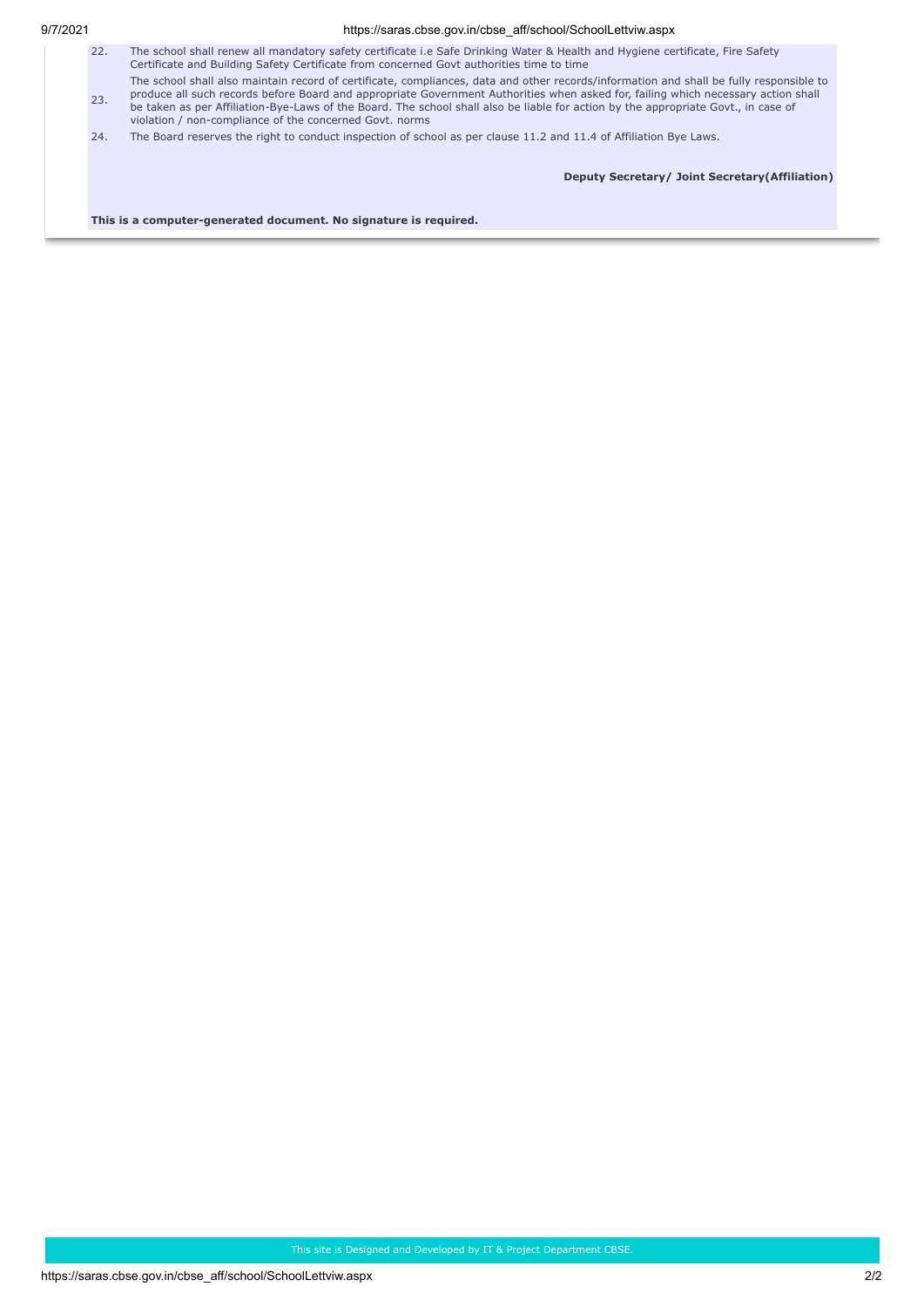22. The school shall renew all mandatory safety certificate i.e Safe Drinking Water & Health and Hygiene certificate, Fire Safety Certificate and Building Safety Certificate from concerned Govt authorities time to time
23. The school shall also maintain record of certificate, compliances, data and other records/information and shall be fully responsible to produce all such records before Board and appropriate Government Authorities when asked for, failing which necessary action shall be taken as per Affiliation-Bye-Laws of the Board. The school shall also be liable for action by the appropriate Govt., in case of violation / non-compliance of the concerned Govt. norms
24. The Board reserves the right to conduct inspection of school as per clause 11.2 and 11.4 of Affiliation Bye Laws.

**Deputy Secretary/ Joint Secretary(Affiliation)**

**This is a computer-generated document. No signature is required.**

This site is Designed and Developed by IT & Project Department CBSE.